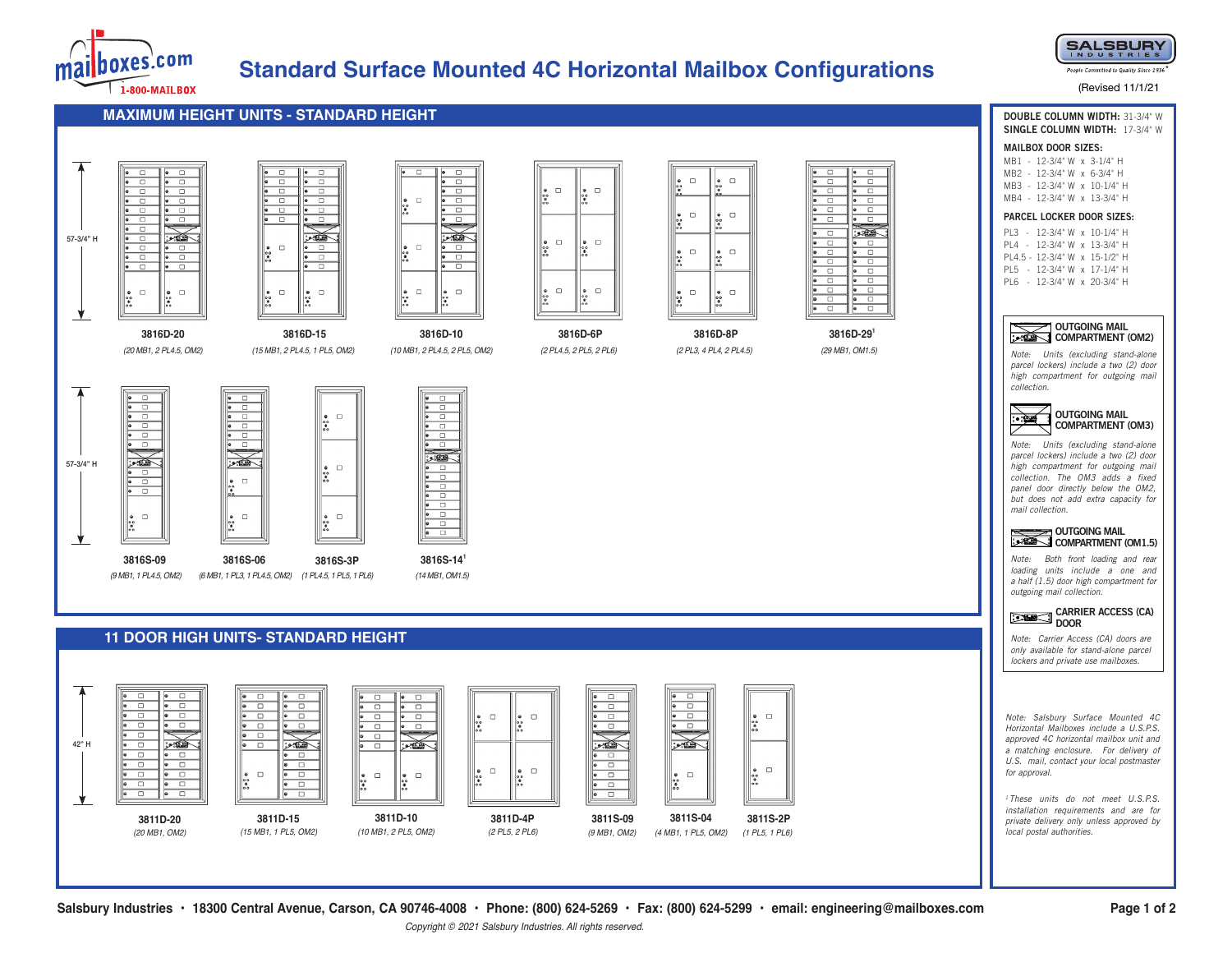# Standard Surface Mounted 4C Horizontal Mailbox Configurations

(Revised 11/1/21)

## MAXIMUM HEIGHT UNITS - STANDARD HEIGHT

57-3/4" H

| Model | Configuration |
|---|---|
| 3816D-20 | (20 MB1, 2 PL4.5, OM2) |
| 3816D-15 | (15 MB1, 2 PL4.5, 1 PL5, OM2) |
| 3816D-10 | (10 MB1, 2 PL4.5, 2 PL5, OM2) |
| 3816D-6P | (2 PL4.5, 2 PL5, 2 PL6) |
| 3816D-8P | (2 PL3, 4 PL4, 2 PL4.5) |
| 3816D-29[1] | (29 MB1, OM1.5) |

57-3/4" H

| Model | Configuration |
|---|---|
| 3816S-09 | (9 MB1, 1 PL4.5, OM2) |
| 3816S-06 | (6 MB1, 1 PL3, 1 PL4.5, OM2) |
| 3816S-3P | (1 PL4.5, 1 PL5, 1 PL6) |
| 3816S-14[1] | (14 MB1, OM1.5) |

## 11 DOOR HIGH UNITS- STANDARD HEIGHT

42" H

| Model | Configuration |
|---|---|
| 3811D-20 | (20 MB1, OM2) |
| 3811D-15 | (15 MB1, 1 PL5, OM2) |
| 3811D-10 | (10 MB1, 2 PL5, OM2) |
| 3811D-4P | (2 PL5, 2 PL6) |
| 3811S-09 | (9 MB1, OM2) |
| 3811S-04 | (4 MB1, 1 PL5, OM2) |
| 3811S-2P | (1 PL5, 1 PL6) |

**DOUBLE COLUMN WIDTH:** 31-3/4" W
**SINGLE COLUMN WIDTH:** 17-3/4" W

**MAILBOX DOOR SIZES:**

- MB1 - 12-3/4" W x 3-1/4" H
- MB2 - 12-3/4" W x 6-3/4" H
- MB3 - 12-3/4" W x 10-1/4" H
- MB4 - 12-3/4" W x 13-3/4" H

**PARCEL LOCKER DOOR SIZES:**

- PL3 - 12-3/4" W x 10-1/4" H
- PL4 - 12-3/4" W x 13-3/4" H
- PL4.5 - 12-3/4" W x 15-1/2" H
- PL5 - 12-3/4" W x 17-1/4" H
- PL6 - 12-3/4" W x 20-3/4" H

**OUTGOING MAIL COMPARTMENT (OM2)**

*Note: Units (excluding stand-alone parcel lockers) include a two (2) door high compartment for outgoing mail collection.*

**OUTGOING MAIL COMPARTMENT (OM3)**

*Note: Units (excluding stand-alone parcel lockers) include a two (2) door high compartment for outgoing mail collection. The OM3 adds a fixed panel door directly below the OM2, but does not add extra capacity for mail collection.*

**OUTGOING MAIL COMPARTMENT (OM1.5)**

*Note: Both front loading and rear loading units include a one and a half (1.5) door high compartment for outgoing mail collection.*

**CARRIER ACCESS (CA) DOOR**

*Note: Carrier Access (CA) doors are only available for stand-alone parcel lockers and private use mailboxes.*

*Note: Salsbury Surface Mounted 4C Horizontal Mailboxes include a U.S.P.S. approved 4C horizontal mailbox unit and a matching enclosure. For delivery of U.S. mail, contact your local postmaster for approval.*

*[1] These units do not meet U.S.P.S. installation requirements and are for private delivery only unless approved by local postal authorities.*

Salsbury Industries • 18300 Central Avenue, Carson, CA 90746-4008 • Phone: (800) 624-5269 • Fax: (800) 624-5299 • email: engineering@mailboxes.com

*Copyright © 2021 Salsbury Industries. All rights reserved.*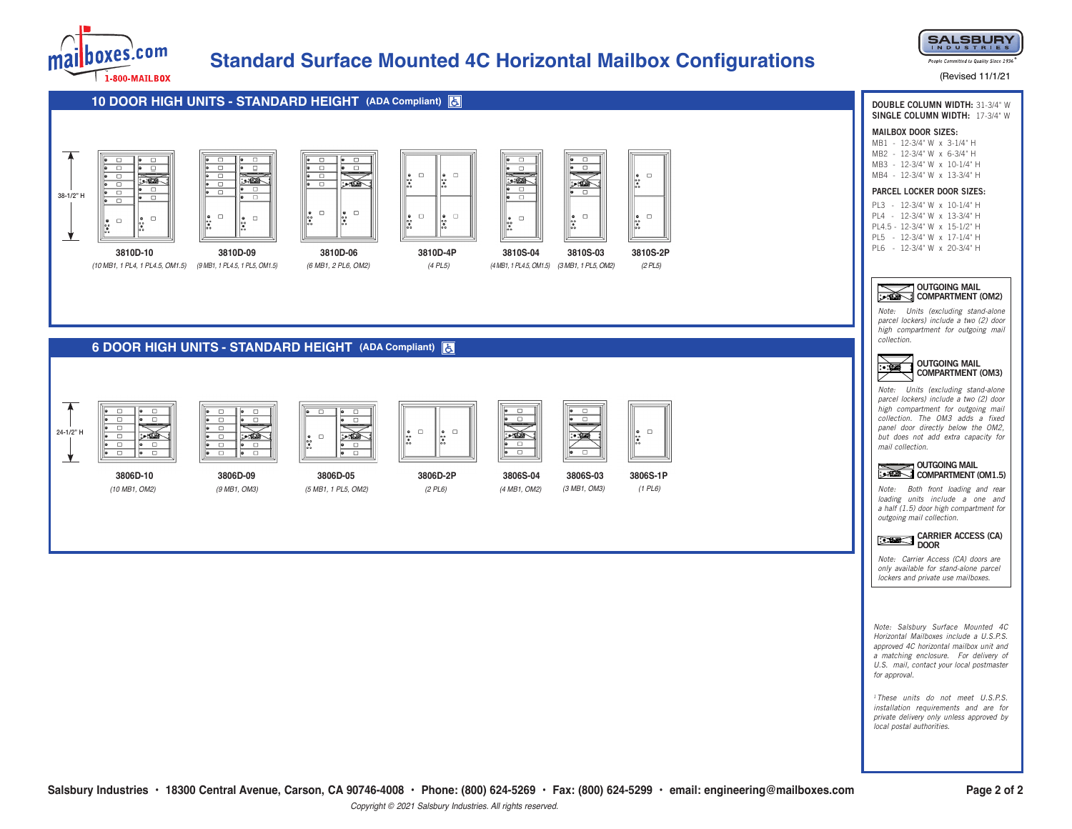# Standard Surface Mounted 4C Horizontal Mailbox Configurations

(Revised 11/1/21)

## 10 DOOR HIGH UNITS - STANDARD HEIGHT (ADA Compliant)

38-1/2" H

| Model | Configuration |
|---|---|
| 3810D-10 | (10 MB1, 1 PL4, 1 PL4.5, OM1.5) |
| 3810D-09 | (9 MB1, 1 PL4.5, 1 PL5, OM1.5) |
| 3810D-06 | (6 MB1, 2 PL6, OM2) |
| 3810D-4P | (4 PL5) |
| 3810S-04 | (4 MB1, 1 PL4.5, OM1.5) |
| 3810S-03 | (3 MB1, 1 PL5, OM2) |
| 3810S-2P | (2 PL5) |

## 6 DOOR HIGH UNITS - STANDARD HEIGHT (ADA Compliant)

24-1/2" H

| Model | Configuration |
|---|---|
| 3806D-10 | (10 MB1, OM2) |
| 3806D-09 | (9 MB1, OM3) |
| 3806D-05 | (5 MB1, 1 PL5, OM2) |
| 3806D-2P | (2 PL6) |
| 3806S-04 | (4 MB1, OM2) |
| 3806S-03 | (3 MB1, OM3) |
| 3806S-1P | (1 PL6) |

**DOUBLE COLUMN WIDTH:** 31-3/4" W
**SINGLE COLUMN WIDTH:** 17-3/4" W

**MAILBOX DOOR SIZES:**

- MB1 - 12-3/4" W x 3-1/4" H
- MB2 - 12-3/4" W x 6-3/4" H
- MB3 - 12-3/4" W x 10-1/4" H
- MB4 - 12-3/4" W x 13-3/4" H

**PARCEL LOCKER DOOR SIZES:**

- PL3 - 12-3/4" W x 10-1/4" H
- PL4 - 12-3/4" W x 13-3/4" H
- PL4.5 - 12-3/4" W x 15-1/2" H
- PL5 - 12-3/4" W x 17-1/4" H
- PL6 - 12-3/4" W x 20-3/4" H

**OUTGOING MAIL COMPARTMENT (OM2)**

*Note: Units (excluding stand-alone parcel lockers) include a two (2) door high compartment for outgoing mail collection.*

**OUTGOING MAIL COMPARTMENT (OM3)**

*Note: Units (excluding stand-alone parcel lockers) include a two (2) door high compartment for outgoing mail collection. The OM3 adds a fixed panel door directly below the OM2, but does not add extra capacity for mail collection.*

**OUTGOING MAIL COMPARTMENT (OM1.5)**

*Note: Both front loading and rear loading units include a one and a half (1.5) door high compartment for outgoing mail collection.*

**CARRIER ACCESS (CA) DOOR**

*Note: Carrier Access (CA) doors are only available for stand-alone parcel lockers and private use mailboxes.*

*Note: Salsbury Surface Mounted 4C Horizontal Mailboxes include a U.S.P.S. approved 4C horizontal mailbox unit and a matching enclosure. For delivery of U.S. mail, contact your local postmaster for approval.*

*[1] These units do not meet U.S.P.S. installation requirements and are for private delivery only unless approved by local postal authorities.*

**Salsbury Industries • 18300 Central Avenue, Carson, CA 90746-4008 • Phone: (800) 624-5269 • Fax: (800) 624-5299 • email: engineering@mailboxes.com**

*Copyright © 2021 Salsbury Industries. All rights reserved.*